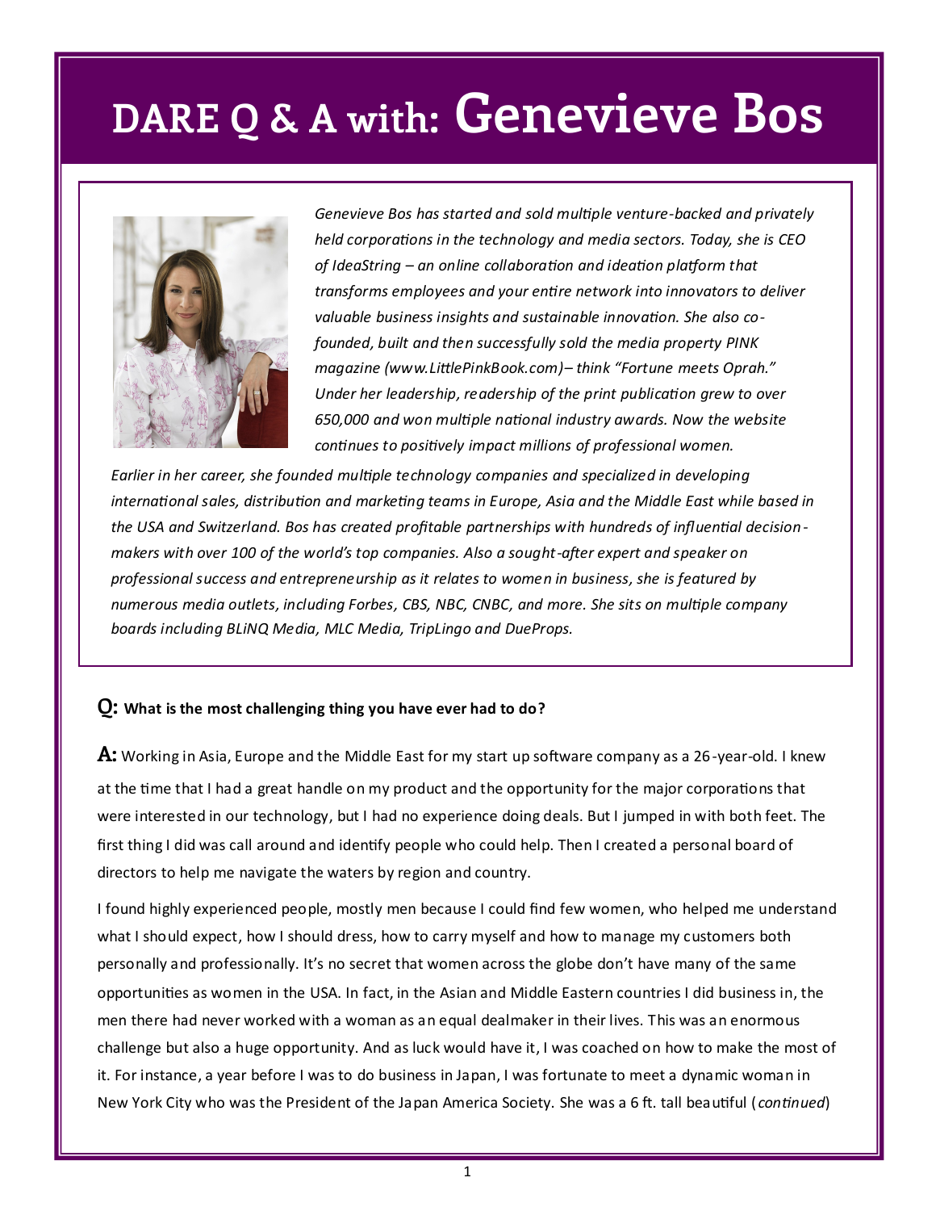# DARE Q & A with: Genevieve Bos

*Genevieve Bos has started and sold multiple venture-backed and privately held corporations in the technology and media sectors. Today, she is CEO of IdeaString – an online collaboration and ideation platform that transforms employees and your entire network into innovators to deliver valuable business insights and sustainable innovation. She also co-founded, built and then successfully sold the media property PINK magazine (www.LittlePinkBook.com)– think "Fortune meets Oprah." Under her leadership, readership of the print publication grew to over 650,000 and won multiple national industry awards. Now the website continues to positively impact millions of professional women.*

*Earlier in her career, she founded multiple technology companies and specialized in developing international sales, distribution and marketing teams in Europe, Asia and the Middle East while based in the USA and Switzerland. Bos has created profitable partnerships with hundreds of influential decision-makers with over 100 of the world's top companies. Also a sought-after expert and speaker on professional success and entrepreneurship as it relates to women in business, she is featured by numerous media outlets, including Forbes, CBS, NBC, CNBC, and more. She sits on multiple company boards including BLiNQ Media, MLC Media, TripLingo and DueProps.*

**Q: What is the most challenging thing you have ever had to do?**

**A:** Working in Asia, Europe and the Middle East for my start up software company as a 26-year-old. I knew at the time that I had a great handle on my product and the opportunity for the major corporations that were interested in our technology, but I had no experience doing deals. But I jumped in with both feet. The first thing I did was call around and identify people who could help. Then I created a personal board of directors to help me navigate the waters by region and country.

I found highly experienced people, mostly men because I could find few women, who helped me understand what I should expect, how I should dress, how to carry myself and how to manage my customers both personally and professionally. It's no secret that women across the globe don't have many of the same opportunities as women in the USA. In fact, in the Asian and Middle Eastern countries I did business in, the men there had never worked with a woman as an equal dealmaker in their lives. This was an enormous challenge but also a huge opportunity. And as luck would have it, I was coached on how to make the most of it. For instance, a year before I was to do business in Japan, I was fortunate to meet a dynamic woman in New York City who was the President of the Japan America Society. She was a 6 ft. tall beautiful (*continued*)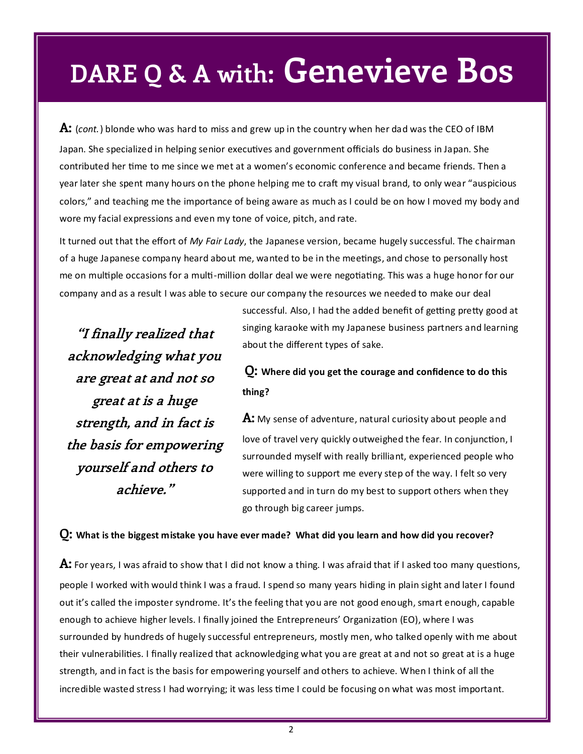# DARE Q & A with: Genevieve Bos

**A:** (*cont.*) blonde who was hard to miss and grew up in the country when her dad was the CEO of IBM Japan. She specialized in helping senior executives and government officials do business in Japan. She contributed her time to me since we met at a women's economic conference and became friends. Then a year later she spent many hours on the phone helping me to craft my visual brand, to only wear "auspicious colors," and teaching me the importance of being aware as much as I could be on how I moved my body and wore my facial expressions and even my tone of voice, pitch, and rate.

It turned out that the effort of *My Fair Lady*, the Japanese version, became hugely successful. The chairman of a huge Japanese company heard about me, wanted to be in the meetings, and chose to personally host me on multiple occasions for a multi-million dollar deal we were negotiating. This was a huge honor for our company and as a result I was able to secure our company the resources we needed to make our deal successful. Also, I had the added benefit of getting pretty good at singing karaoke with my Japanese business partners and learning about the different types of sake.

> ***"I finally realized that acknowledging what you are great at and not so great at is a huge strength, and in fact is the basis for empowering yourself and others to achieve."***

**Q: Where did you get the courage and confidence to do this thing?**

**A:** My sense of adventure, natural curiosity about people and love of travel very quickly outweighed the fear. In conjunction, I surrounded myself with really brilliant, experienced people who were willing to support me every step of the way. I felt so very supported and in turn do my best to support others when they go through big career jumps.

**Q: What is the biggest mistake you have ever made? What did you learn and how did you recover?**

**A:** For years, I was afraid to show that I did not know a thing. I was afraid that if I asked too many questions, people I worked with would think I was a fraud. I spend so many years hiding in plain sight and later I found out it's called the imposter syndrome. It's the feeling that you are not good enough, smart enough, capable enough to achieve higher levels. I finally joined the Entrepreneurs' Organization (EO), where I was surrounded by hundreds of hugely successful entrepreneurs, mostly men, who talked openly with me about their vulnerabilities. I finally realized that acknowledging what you are great at and not so great at is a huge strength, and in fact is the basis for empowering yourself and others to achieve. When I think of all the incredible wasted stress I had worrying; it was less time I could be focusing on what was most important.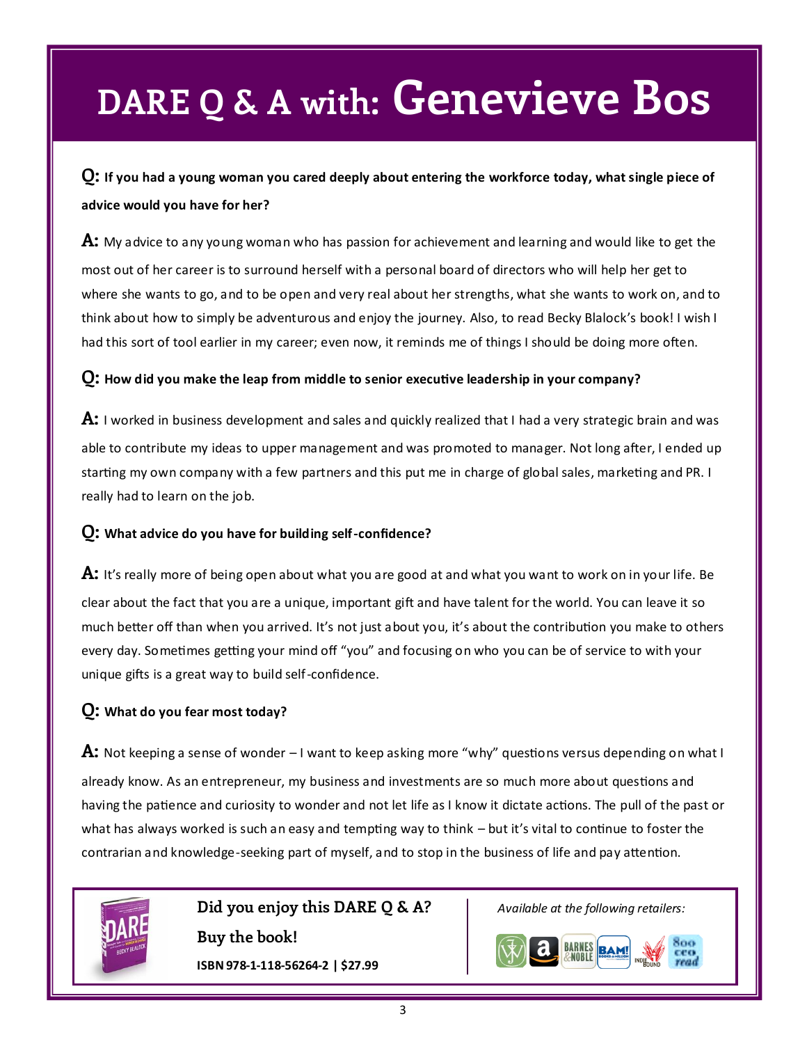# DARE Q & A with: Genevieve Bos

**Q: If you had a young woman you cared deeply about entering the workforce today, what single piece of advice would you have for her?**

**A:** My advice to any young woman who has passion for achievement and learning and would like to get the most out of her career is to surround herself with a personal board of directors who will help her get to where she wants to go, and to be open and very real about her strengths, what she wants to work on, and to think about how to simply be adventurous and enjoy the journey. Also, to read Becky Blalock's book! I wish I had this sort of tool earlier in my career; even now, it reminds me of things I should be doing more often.

**Q: How did you make the leap from middle to senior executive leadership in your company?**

**A:** I worked in business development and sales and quickly realized that I had a very strategic brain and was able to contribute my ideas to upper management and was promoted to manager. Not long after, I ended up starting my own company with a few partners and this put me in charge of global sales, marketing and PR. I really had to learn on the job.

**Q: What advice do you have for building self-confidence?**

**A:** It's really more of being open about what you are good at and what you want to work on in your life. Be clear about the fact that you are a unique, important gift and have talent for the world. You can leave it so much better off than when you arrived. It's not just about you, it's about the contribution you make to others every day. Sometimes getting your mind off "you" and focusing on who you can be of service to with your unique gifts is a great way to build self-confidence.

**Q: What do you fear most today?**

**A:** Not keeping a sense of wonder – I want to keep asking more "why" questions versus depending on what I already know. As an entrepreneur, my business and investments are so much more about questions and having the patience and curiosity to wonder and not let life as I know it dictate actions. The pull of the past or what has always worked is such an easy and tempting way to think – but it's vital to continue to foster the contrarian and knowledge-seeking part of myself, and to stop in the business of life and pay attention.

**Did you enjoy this DARE Q & A?**

**Buy the book!**

**ISBN 978-1-118-56264-2 | $27.99**

*Available at the following retailers:*